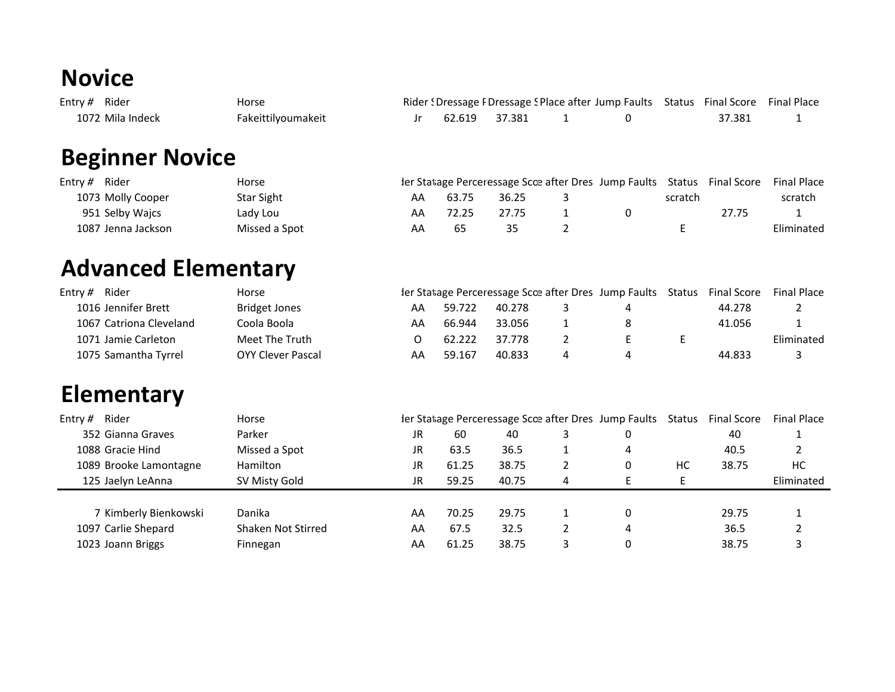## Novice

| Entry # | Rider | Horse | Rider S | Dressage F | Dressage S | Place after | Jump Faults | Status | Final Score | Final Place |
|---|---|---|---|---|---|---|---|---|---|---|
| 1072 | Mila Indeck | Fakeittilyoumakeit | Jr | 62.619 | 37.381 | 1 | 0 | | 37.381 | 1 |

## Beginner Novice

| Entry # | Rider | Horse | der Sta | age Perce | essage Sco | e after Dres | Jump Faults | Status | Final Score | Final Place |
|---|---|---|---|---|---|---|---|---|---|---|
| 1073 | Molly Cooper | Star Sight | AA | 63.75 | 36.25 | 3 | | scratch | | scratch |
| 951 | Selby Wajcs | Lady Lou | AA | 72.25 | 27.75 | 1 | 0 | | 27.75 | 1 |
| 1087 | Jenna Jackson | Missed a Spot | AA | 65 | 35 | 2 | | E | | Eliminated |

## Advanced Elementary

| Entry # | Rider | Horse | der Sta | age Perce | essage Sco | e after Dres | Jump Faults | Status | Final Score | Final Place |
|---|---|---|---|---|---|---|---|---|---|---|
| 1016 | Jennifer Brett | Bridget Jones | AA | 59.722 | 40.278 | 3 | 4 | | 44.278 | 2 |
| 1067 | Catriona Cleveland | Coola Boola | AA | 66.944 | 33.056 | 1 | 8 | | 41.056 | 1 |
| 1071 | Jamie Carleton | Meet The Truth | O | 62.222 | 37.778 | 2 | E | E | | Eliminated |
| 1075 | Samantha Tyrrel | OYY Clever Pascal | AA | 59.167 | 40.833 | 4 | 4 | | 44.833 | 3 |

## Elementary

| Entry # | Rider | Horse | der Sta | age Perce | essage Sco | e after Dres | Jump Faults | Status | Final Score | Final Place |
|---|---|---|---|---|---|---|---|---|---|---|
| 352 | Gianna Graves | Parker | JR | 60 | 40 | 3 | 0 | | 40 | 1 |
| 1088 | Gracie Hind | Missed a Spot | JR | 63.5 | 36.5 | 1 | 4 | | 40.5 | 2 |
| 1089 | Brooke Lamontagne | Hamilton | JR | 61.25 | 38.75 | 2 | 0 | HC | 38.75 | HC |
| 125 | Jaelyn LeAnna | SV Misty Gold | JR | 59.25 | 40.75 | 4 | E | E | | Eliminated |
| 7 | Kimberly Bienkowski | Danika | AA | 70.25 | 29.75 | 1 | 0 | | 29.75 | 1 |
| 1097 | Carlie Shepard | Shaken Not Stirred | AA | 67.5 | 32.5 | 2 | 4 | | 36.5 | 2 |
| 1023 | Joann Briggs | Finnegan | AA | 61.25 | 38.75 | 3 | 0 | | 38.75 | 3 |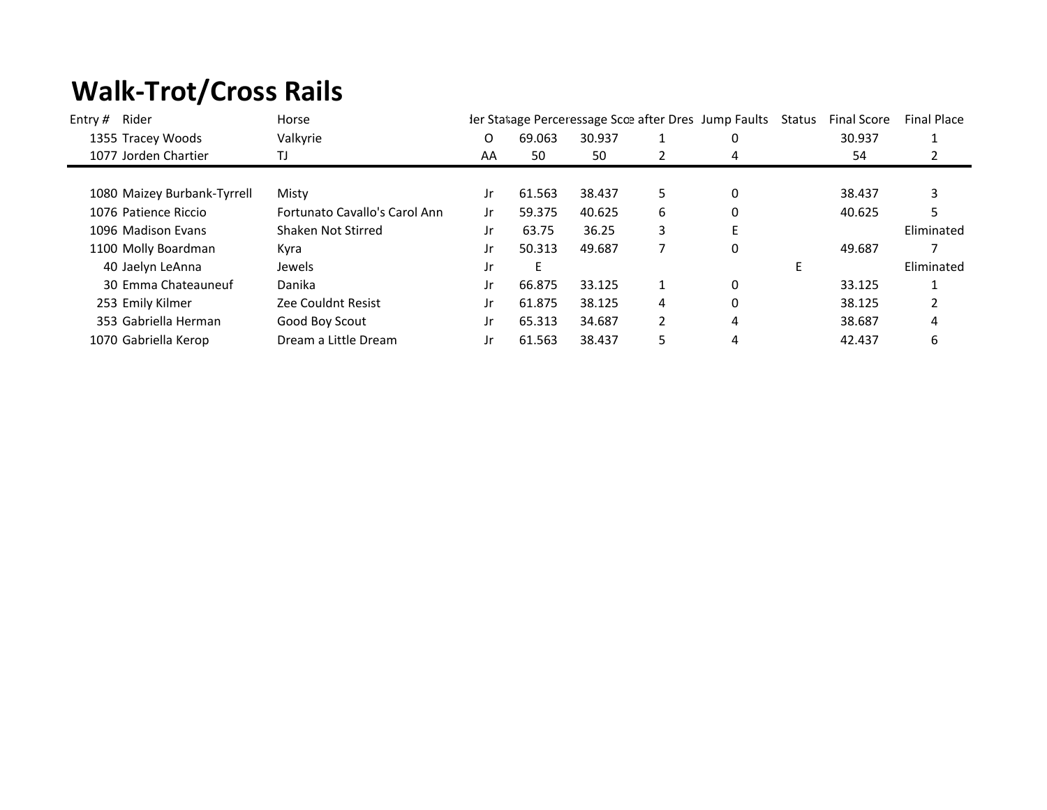# Walk-Trot/Cross Rails

| Entry # | Rider | Horse | ler Stat | age Perce | ressage Sco | after Dres | Jump Faults | Status | Final Score | Final Place |
|---|---|---|---|---|---|---|---|---|---|---|
| 1355 | Tracey Woods | Valkyrie | O | 69.063 | 30.937 | 1 | 0 | | 30.937 | 1 |
| 1077 | Jorden Chartier | TJ | AA | 50 | 50 | 2 | 4 | | 54 | 2 |
| 1080 | Maizey Burbank-Tyrrell | Misty | Jr | 61.563 | 38.437 | 5 | 0 | | 38.437 | 3 |
| 1076 | Patience Riccio | Fortunato Cavallo's Carol Ann | Jr | 59.375 | 40.625 | 6 | 0 | | 40.625 | 5 |
| 1096 | Madison Evans | Shaken Not Stirred | Jr | 63.75 | 36.25 | 3 | E | | | Eliminated |
| 1100 | Molly Boardman | Kyra | Jr | 50.313 | 49.687 | 7 | 0 | | 49.687 | 7 |
| 40 | Jaelyn LeAnna | Jewels | Jr | E | | | | E | | Eliminated |
| 30 | Emma Chateauneuf | Danika | Jr | 66.875 | 33.125 | 1 | 0 | | 33.125 | 1 |
| 253 | Emily Kilmer | Zee Couldnt Resist | Jr | 61.875 | 38.125 | 4 | 0 | | 38.125 | 2 |
| 353 | Gabriella Herman | Good Boy Scout | Jr | 65.313 | 34.687 | 2 | 4 | | 38.687 | 4 |
| 1070 | Gabriella Kerop | Dream a Little Dream | Jr | 61.563 | 38.437 | 5 | 4 | | 42.437 | 6 |